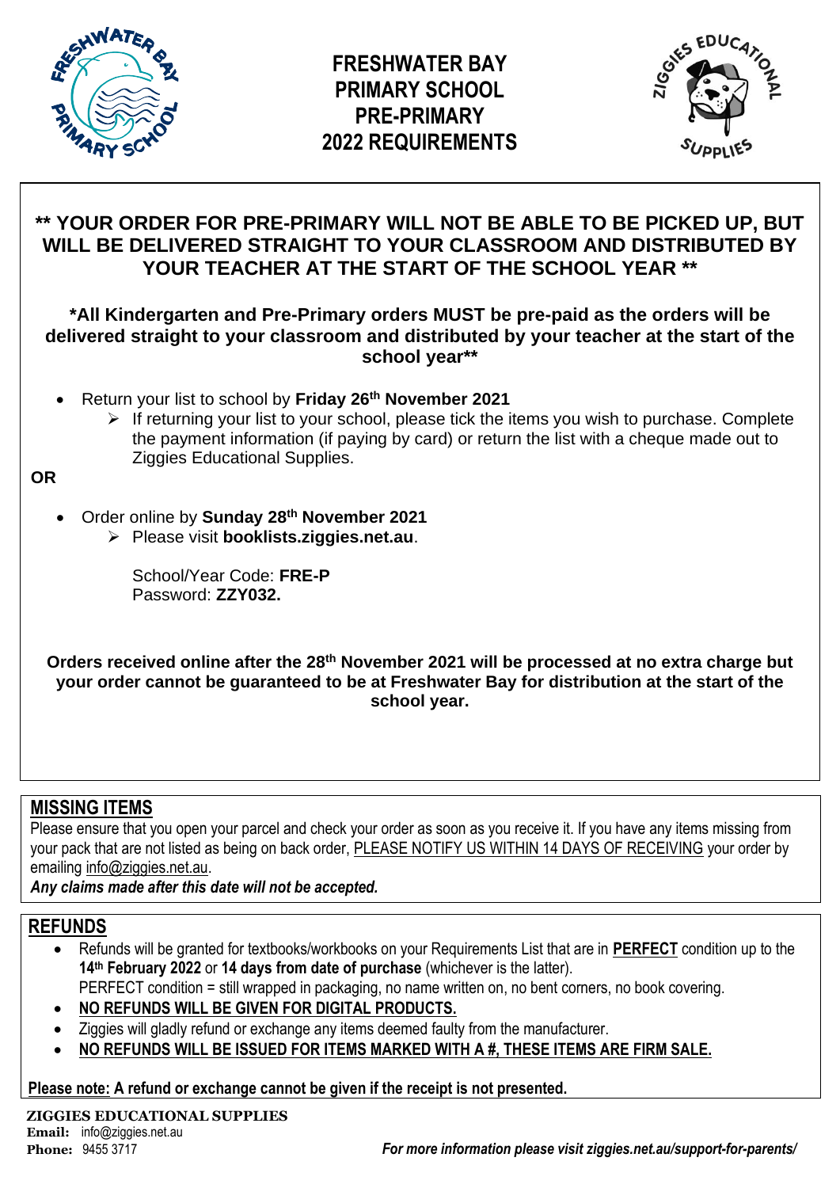# FRESHWATER BAY PRIMARY SCHOOL PRE-PRIMARY 2022 REQUIREMENTS

**** YOUR ORDER FOR PRE-PRIMARY WILL NOT BE ABLE TO BE PICKED UP, BUT WILL BE DELIVERED STRAIGHT TO YOUR CLASSROOM AND DISTRIBUTED BY YOUR TEACHER AT THE START OF THE SCHOOL YEAR ****

***All Kindergarten and Pre-Primary orders MUST be pre-paid as the orders will be delivered straight to your classroom and distributed by your teacher at the start of the school year****

- Return your list to school by **Friday 26th November 2021**
  - If returning your list to your school, please tick the items you wish to purchase. Complete the payment information (if paying by card) or return the list with a cheque made out to Ziggies Educational Supplies.

**OR**

- Order online by **Sunday 28th November 2021**
  - Please visit **booklists.ziggies.net.au**.

    School/Year Code: **FRE-P**
    Password: **ZZY032.**

**Orders received online after the 28th November 2021 will be processed at no extra charge but your order cannot be guaranteed to be at Freshwater Bay for distribution at the start of the school year.**

## MISSING ITEMS

Please ensure that you open your parcel and check your order as soon as you receive it. If you have any items missing from your pack that are not listed as being on back order, PLEASE NOTIFY US WITHIN 14 DAYS OF RECEIVING your order by emailing info@ziggies.net.au.

***Any claims made after this date will not be accepted.***

## REFUNDS

- Refunds will be granted for textbooks/workbooks on your Requirements List that are in **PERFECT** condition up to the **14th February 2022** or **14 days from date of purchase** (whichever is the latter).
  PERFECT condition = still wrapped in packaging, no name written on, no bent corners, no book covering.
- **NO REFUNDS WILL BE GIVEN FOR DIGITAL PRODUCTS.**
- Ziggies will gladly refund or exchange any items deemed faulty from the manufacturer.
- **NO REFUNDS WILL BE ISSUED FOR ITEMS MARKED WITH A #, THESE ITEMS ARE FIRM SALE.**

**Please note: A refund or exchange cannot be given if the receipt is not presented.**

**ZIGGIES EDUCATIONAL SUPPLIES**
**Email:** info@ziggies.net.au
**Phone:** 9455 3717

***For more information please visit ziggies.net.au/support-for-parents/***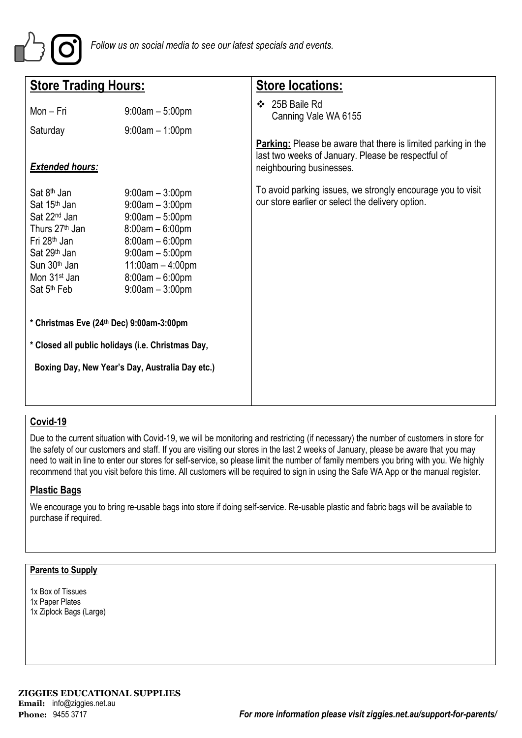*Follow us on social media to see our latest specials and events.*

## Store Trading Hours:

| | |
|---|---|
| Mon – Fri | 9:00am – 5:00pm |
| Saturday | 9:00am – 1:00pm |

### *Extended hours:*

| | |
|---|---|
| Sat 8th Jan | 9:00am – 3:00pm |
| Sat 15th Jan | 9:00am – 3:00pm |
| Sat 22nd Jan | 9:00am – 5:00pm |
| Thurs 27th Jan | 8:00am – 6:00pm |
| Fri 28th Jan | 8:00am – 6:00pm |
| Sat 29th Jan | 9:00am – 5:00pm |
| Sun 30th Jan | 11:00am – 4:00pm |
| Mon 31st Jan | 8:00am – 6:00pm |
| Sat 5th Feb | 9:00am – 3:00pm |

**\* Christmas Eve (24th Dec) 9:00am-3:00pm**

**\* Closed all public holidays (i.e. Christmas Day, Boxing Day, New Year's Day, Australia Day etc.)**

## Store locations:

- 25B Baile Rd
  Canning Vale WA 6155

**Parking:** Please be aware that there is limited parking in the last two weeks of January. Please be respectful of neighbouring businesses.

To avoid parking issues, we strongly encourage you to visit our store earlier or select the delivery option.

### Covid-19

Due to the current situation with Covid-19, we will be monitoring and restricting (if necessary) the number of customers in store for the safety of our customers and staff. If you are visiting our stores in the last 2 weeks of January, please be aware that you may need to wait in line to enter our stores for self-service, so please limit the number of family members you bring with you. We highly recommend that you visit before this time. All customers will be required to sign in using the Safe WA App or the manual register.

### Plastic Bags

We encourage you to bring re-usable bags into store if doing self-service. Re-usable plastic and fabric bags will be available to purchase if required.

### Parents to Supply

1x Box of Tissues
1x Paper Plates
1x Ziplock Bags (Large)

**ZIGGIES EDUCATIONAL SUPPLIES**
**Email:** info@ziggies.net.au
**Phone:** 9455 3717

***For more information please visit ziggies.net.au/support-for-parents/***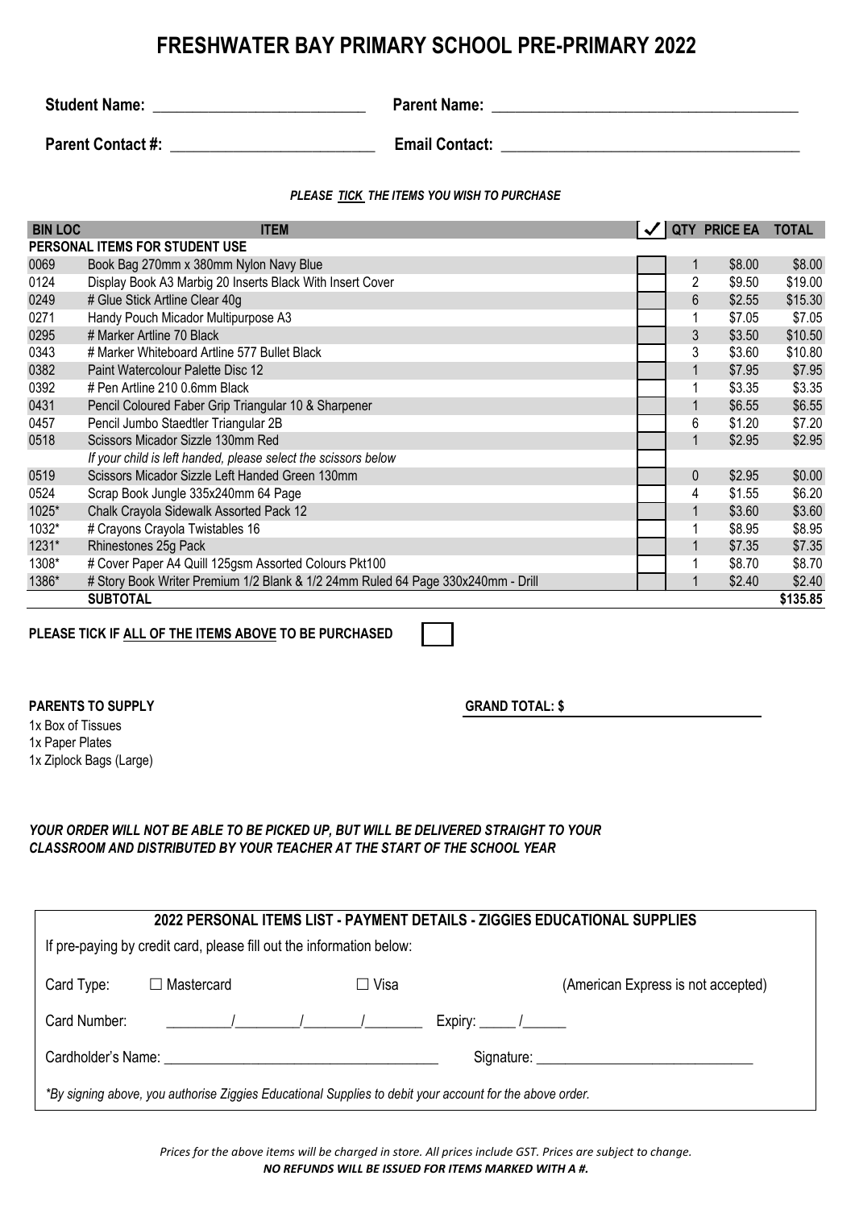# FRESHWATER BAY PRIMARY SCHOOL PRE-PRIMARY 2022

**Student Name:** ___________________________ **Parent Name:** ________________________________________

**Parent Contact #:** __________________________ **Email Contact:** ______________________________________

***PLEASE TICK THE ITEMS YOU WISH TO PURCHASE***

| BIN LOC | ITEM | ✓ | QTY | PRICE EA | TOTAL |
|---|---|---|---|---|---|
| **PERSONAL ITEMS FOR STUDENT USE** | | | | | |
| 0069 | Book Bag 270mm x 380mm Nylon Navy Blue | | 1 | $8.00 | $8.00 |
| 0124 | Display Book A3 Marbig 20 Inserts Black With Insert Cover | | 2 | $9.50 | $19.00 |
| 0249 | # Glue Stick Artline Clear 40g | | 6 | $2.55 | $15.30 |
| 0271 | Handy Pouch Micador Multipurpose A3 | | 1 | $7.05 | $7.05 |
| 0295 | # Marker Artline 70 Black | | 3 | $3.50 | $10.50 |
| 0343 | # Marker Whiteboard Artline 577 Bullet Black | | 3 | $3.60 | $10.80 |
| 0382 | Paint Watercolour Palette Disc 12 | | 1 | $7.95 | $7.95 |
| 0392 | # Pen Artline 210 0.6mm Black | | 1 | $3.35 | $3.35 |
| 0431 | Pencil Coloured Faber Grip Triangular 10 & Sharpener | | 1 | $6.55 | $6.55 |
| 0457 | Pencil Jumbo Staedtler Triangular 2B | | 6 | $1.20 | $7.20 |
| 0518 | Scissors Micador Sizzle 130mm Red | | 1 | $2.95 | $2.95 |
| | *If your child is left handed, please select the scissors below* | | | | |
| 0519 | Scissors Micador Sizzle Left Handed Green 130mm | | 0 | $2.95 | $0.00 |
| 0524 | Scrap Book Jungle 335x240mm 64 Page | | 4 | $1.55 | $6.20 |
| 1025* | Chalk Crayola Sidewalk Assorted Pack 12 | | 1 | $3.60 | $3.60 |
| 1032* | # Crayons Crayola Twistables 16 | | 1 | $8.95 | $8.95 |
| 1231* | Rhinestones 25g Pack | | 1 | $7.35 | $7.35 |
| 1308* | # Cover Paper A4 Quill 125gsm Assorted Colours Pkt100 | | 1 | $8.70 | $8.70 |
| 1386* | # Story Book Writer Premium 1/2 Blank & 1/2 24mm Ruled 64 Page 330x240mm - Drill | | 1 | $2.40 | $2.40 |
| | **SUBTOTAL** | | | | **$135.85** |

**PLEASE TICK IF ALL OF THE ITEMS ABOVE TO BE PURCHASED** ☐

**PARENTS TO SUPPLY**

1x Box of Tissues
1x Paper Plates
1x Ziplock Bags (Large)

**GRAND TOTAL: $** ______________________

***YOUR ORDER WILL NOT BE ABLE TO BE PICKED UP, BUT WILL BE DELIVERED STRAIGHT TO YOUR CLASSROOM AND DISTRIBUTED BY YOUR TEACHER AT THE START OF THE SCHOOL YEAR***

**2022 PERSONAL ITEMS LIST - PAYMENT DETAILS - ZIGGIES EDUCATIONAL SUPPLIES**

If pre-paying by credit card, please fill out the information below:

Card Type: ☐ Mastercard ☐ Visa (American Express is not accepted)

Card Number: _________/_________/________/________ Expiry: _____ /______

Cardholder's Name: ______________________________________ Signature: ______________________________

*\*By signing above, you authorise Ziggies Educational Supplies to debit your account for the above order.*

*Prices for the above items will be charged in store. All prices include GST. Prices are subject to change.*

***NO REFUNDS WILL BE ISSUED FOR ITEMS MARKED WITH A #.***